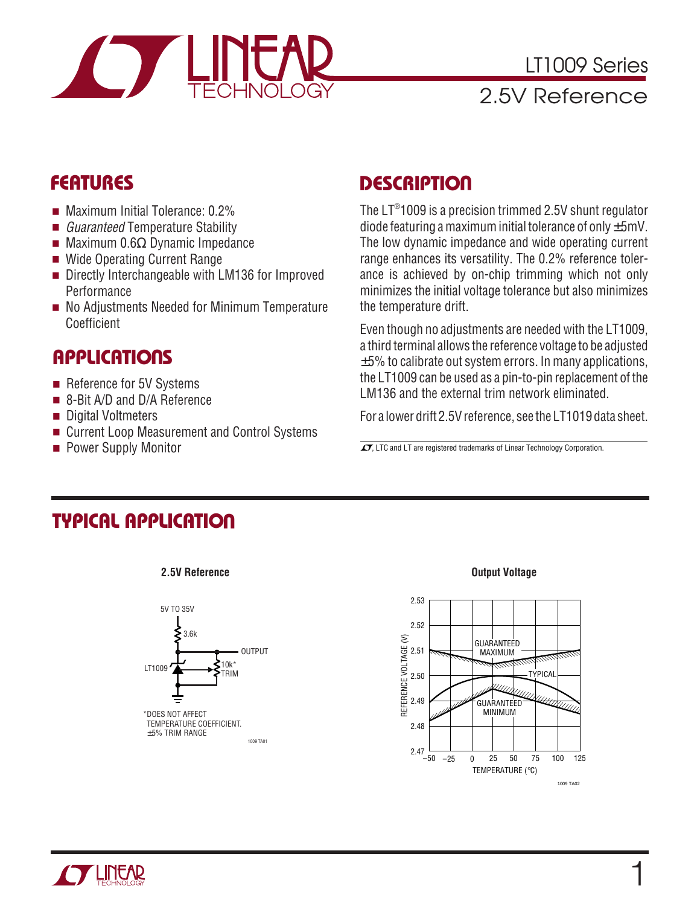# LT1009 Series

## 2.5V Reference

## FEATURES

- Maximum Initial Tolerance: 0.2%
- *Guaranteed* Temperature Stability
- Maximum 0.6Ω Dynamic Impedance
- Wide Operating Current Range
- Directly Interchangeable with LM136 for Improved Performance
- No Adjustments Needed for Minimum Temperature Coefficient

## APPLICATIONS

- Reference for 5V Systems
- 8-Bit A/D and D/A Reference
- Digital Voltmeters
- Current Loop Measurement and Control Systems
- Power Supply Monitor

## DESCRIPTION

The LT®1009 is a precision trimmed 2.5V shunt regulator diode featuring a maximum initial tolerance of only ±5mV. The low dynamic impedance and wide operating current range enhances its versatility. The 0.2% reference tolerance is achieved by on-chip trimming which not only minimizes the initial voltage tolerance but also minimizes the temperature drift.

Even though no adjustments are needed with the LT1009, a third terminal allows the reference voltage to be adjusted ±5% to calibrate out system errors. In many applications, the LT1009 can be used as a pin-to-pin replacement of the LM136 and the external trim network eliminated.

For a lower drift 2.5V reference, see the LT1019 data sheet.

LT, LTC and LT are registered trademarks of Linear Technology Corporation.

## TYPICAL APPLICATION

**2.5V Reference**

5V TO 35V, 3.6k, OUTPUT, LT1009, 10k* TRIM

*DOES NOT AFFECT TEMPERATURE COEFFICIENT. ±5% TRIM RANGE

**Output Voltage**

Reference Voltage (V) vs Temperature (°C): Guaranteed Maximum, Typical, Guaranteed Minimum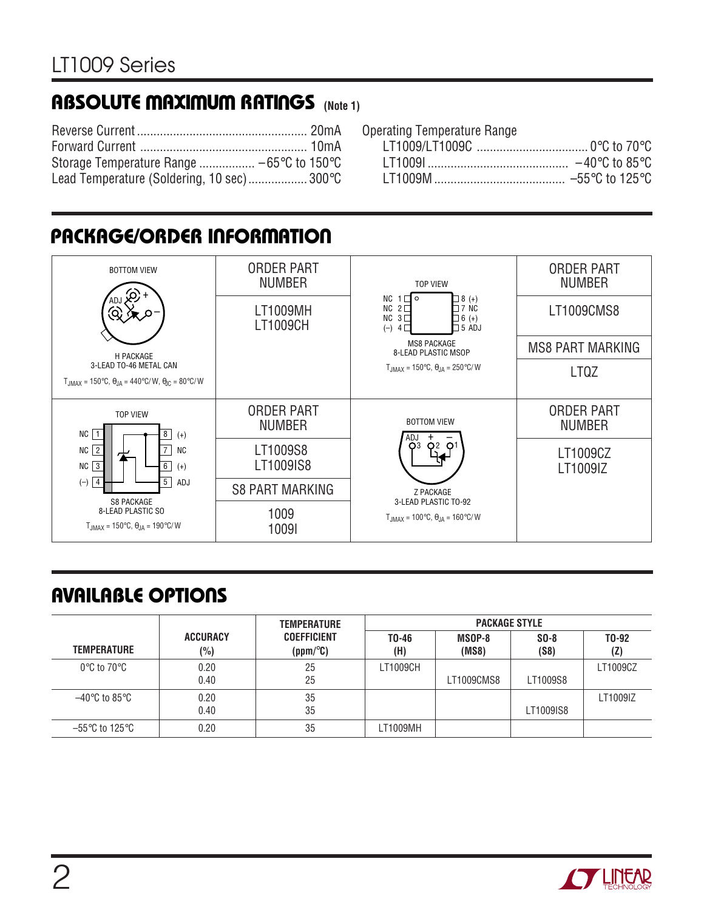## ABSOLUTE MAXIMUM RATINGS (Note 1)

Reverse Current .................................................... 20mA
Forward Current ..................................................... 10mA
Storage Temperature Range ................. –65°C to 150°C
Lead Temperature (Soldering, 10 sec) .................. 300°C

Operating Temperature Range
LT1009/LT1009C ................................. 0°C to 70°C
LT1009I ........................................... –40°C to 85°C
LT1009M ........................................ –55°C to 125°C

## PACKAGE/ORDER INFORMATION

BOTTOM VIEW
ADJ, +, –
H PACKAGE
3-LEAD TO-46 METAL CAN
$T_{JMAX}$ = 150°C, $\theta_{JA}$ = 440°C/W, $\theta_{JC}$ = 80°C/W

| ORDER PART NUMBER |
|---|
| LT1009MH |
| LT1009CH |

TOP VIEW
NC 1, NC 2, NC 3, (–) 4 / 8 (+), 7 NC, 6 (+), 5 ADJ
MS8 PACKAGE
8-LEAD PLASTIC MSOP
$T_{JMAX}$ = 150°C, $\theta_{JA}$ = 250°C/W

| ORDER PART NUMBER |
|---|
| LT1009CMS8 |
| **MS8 PART MARKING** |
| LTQZ |

TOP VIEW
NC 1, NC 2, NC 3, (–) 4 / 8 (+), 7 NC, 6 (+), 5 ADJ
S8 PACKAGE
8-LEAD PLASTIC SO
$T_{JMAX}$ = 150°C, $\theta_{JA}$ = 190°C/W

| ORDER PART NUMBER |
|---|
| LT1009S8 |
| LT1009IS8 |
| **S8 PART MARKING** |
| 1009 |
| 1009I |

BOTTOM VIEW
ADJ 3, + 2, – 1
Z PACKAGE
3-LEAD PLASTIC TO-92
$T_{JMAX}$ = 100°C, $\theta_{JA}$ = 160°C/W

| ORDER PART NUMBER |
|---|
| LT1009CZ |
| LT1009IZ |

## AVAILABLE OPTIONS

| TEMPERATURE | ACCURACY (%) | TEMPERATURE COEFFICIENT (ppm/°C) | PACKAGE STYLE TO-46 (H) | MSOP-8 (MS8) | SO-8 (S8) | TO-92 (Z) |
|---|---|---|---|---|---|---|
| 0°C to 70°C | 0.20 | 25 | LT1009CH | | | LT1009CZ |
| | 0.40 | 25 | | LT1009CMS8 | LT1009S8 | |
| –40°C to 85°C | 0.20 | 35 | | | | LT1009IZ |
| | 0.40 | 35 | | | LT1009IS8 | |
| –55°C to 125°C | 0.20 | 35 | LT1009MH | | | |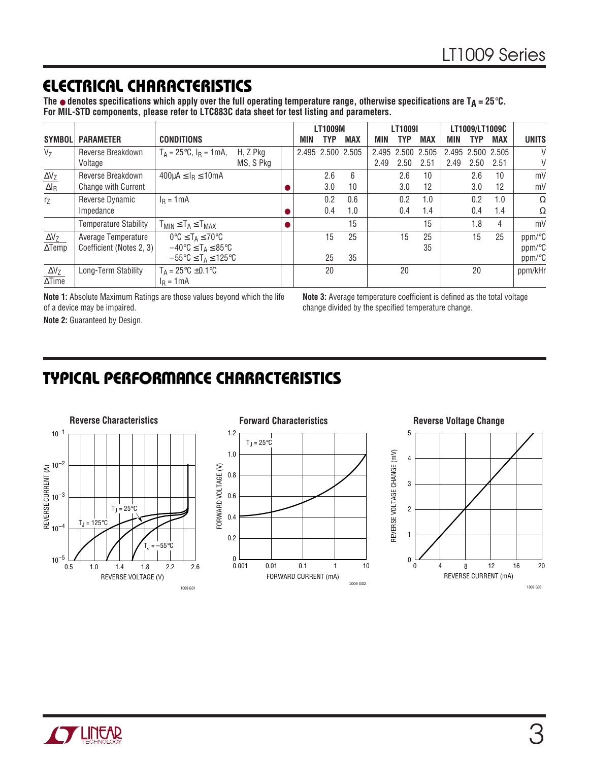## ELECTRICAL CHARACTERISTICS

**The ● denotes specifications which apply over the full operating temperature range, otherwise specifications are $T_A = 25°C$. For MIL-STD components, please refer to LTC883C data sheet for test listing and parameters.**

| SYMBOL | PARAMETER | CONDITIONS | | | LT1009M MIN | LT1009M TYP | LT1009M MAX | LT1009I MIN | LT1009I TYP | LT1009I MAX | LT1009/LT1009C MIN | LT1009/LT1009C TYP | LT1009/LT1009C MAX | UNITS |
|---|---|---|---|---|---|---|---|---|---|---|---|---|---|---|
| $V_Z$ | Reverse Breakdown Voltage | $T_A = 25°C$, $I_R = 1mA$, | H, Z Pkg | | 2.495 | 2.500 | 2.505 | 2.495 | 2.500 | 2.505 | 2.495 | 2.500 | 2.505 | V |
| | | | MS, S Pkg | | | | | 2.49 | 2.50 | 2.51 | 2.49 | 2.50 | 2.51 | V |
| $\frac{\Delta V_Z}{\Delta I_R}$ | Reverse Breakdown Change with Current | $400\mu A \le I_R \le 10mA$ | | | | 2.6 | 6 | | 2.6 | 10 | | 2.6 | 10 | mV |
| | | | | ● | | 3.0 | 10 | | 3.0 | 12 | | 3.0 | 12 | mV |
| $r_Z$ | Reverse Dynamic Impedance | $I_R = 1mA$ | | | | 0.2 | 0.6 | | 0.2 | 1.0 | | 0.2 | 1.0 | Ω |
| | | | | ● | | 0.4 | 1.0 | | 0.4 | 1.4 | | 0.4 | 1.4 | Ω |
| | Temperature Stability | $T_{MIN} \le T_A \le T_{MAX}$ | | ● | | | 15 | | | 15 | | 1.8 | 4 | mV |
| $\frac{\Delta V_Z}{\Delta Temp}$ | Average Temperature Coefficient (Notes 2, 3) | $0°C \le T_A \le 70°C$ | | | | 15 | 25 | | 15 | 25 | | 15 | 25 | ppm/°C |
| | | $-40°C \le T_A \le 85°C$ | | | | | | | | 35 | | | | ppm/°C |
| | | $-55°C \le T_A \le 125°C$ | | | | 25 | 35 | | | | | | | ppm/°C |
| $\frac{\Delta V_Z}{\Delta Time}$ | Long-Term Stability | $T_A = 25°C \pm 0.1°C$, $I_R = 1mA$ | | | | 20 | | | 20 | | | 20 | | ppm/kHr |

**Note 1:** Absolute Maximum Ratings are those values beyond which the life of a device may be impaired.

**Note 2:** Guaranteed by Design.

**Note 3:** Average temperature coefficient is defined as the total voltage change divided by the specified temperature change.

## TYPICAL PERFORMANCE CHARACTERISTICS

**Reverse Characteristics**

**Forward Characteristics**

**Reverse Voltage Change**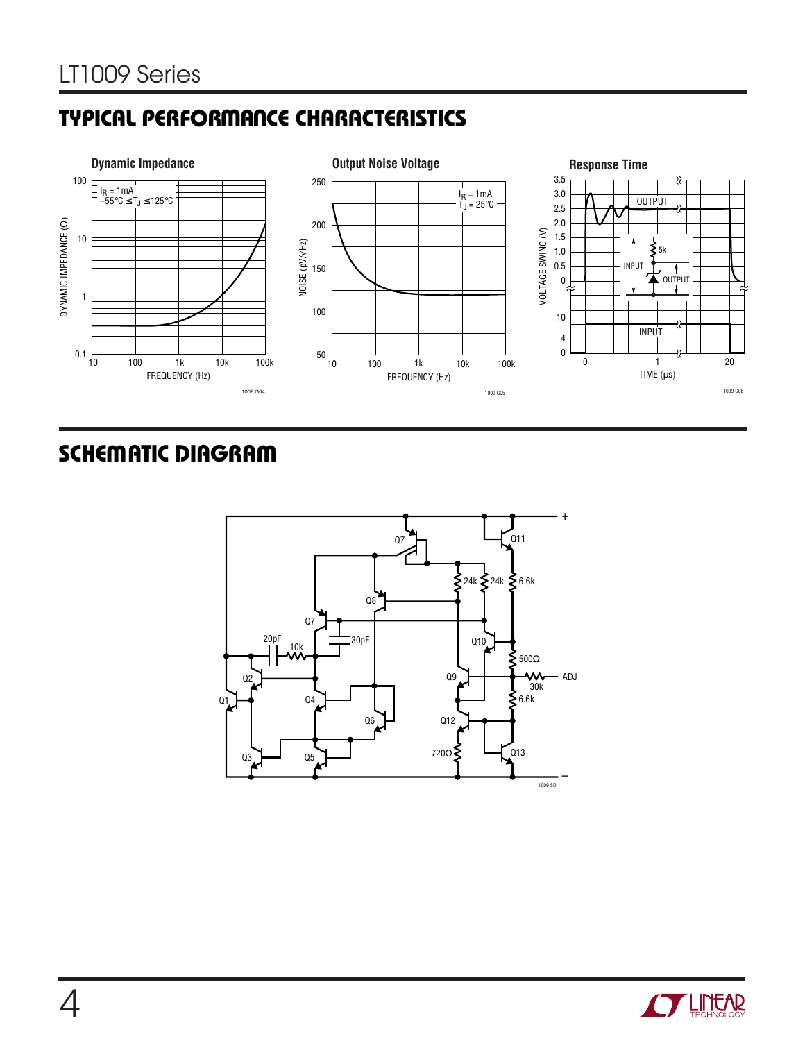## TYPICAL PERFORMANCE CHARACTERISTICS

**Dynamic Impedance**

$I_R$ = 1mA
–55°C ≤ $T_J$ ≤ 125°C

DYNAMIC IMPEDANCE (Ω)

FREQUENCY (Hz)

1009 G04

**Output Noise Voltage**

$I_R$ = 1mA
$T_J$ = 25°C

NOISE (pV/√Hz)

FREQUENCY (Hz)

1009 G05

**Response Time**

VOLTAGE SWING (V)

OUTPUT

INPUT

5k

TIME (µs)

1009 G06

## SCHEMATIC DIAGRAM

1009 SD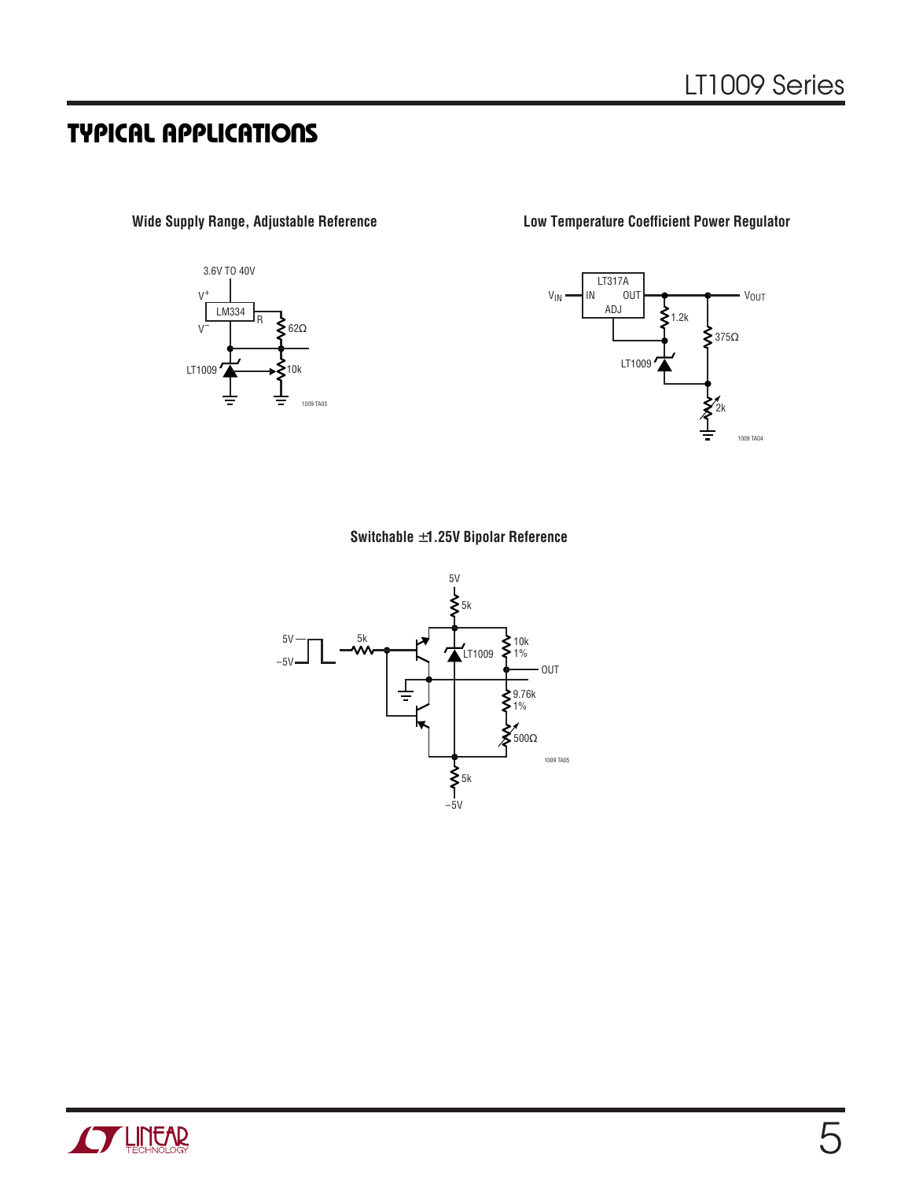## TYPICAL APPLICATIONS

**Wide Supply Range, Adjustable Reference**

3.6V TO 40V

$V^+$

LM334

R

$V^-$

62Ω

LT1009

10k

1009 TA03

**Low Temperature Coefficient Power Regulator**

LT317A

$V_{IN}$

IN

OUT

ADJ

$V_{OUT}$

1.2k

375Ω

LT1009

2k

1009 TA04

**Switchable ±1.25V Bipolar Reference**

5V

5k

5V

–5V

5k

LT1009

10k 1%

OUT

9.76k 1%

500Ω

5k

–5V

1009 TA05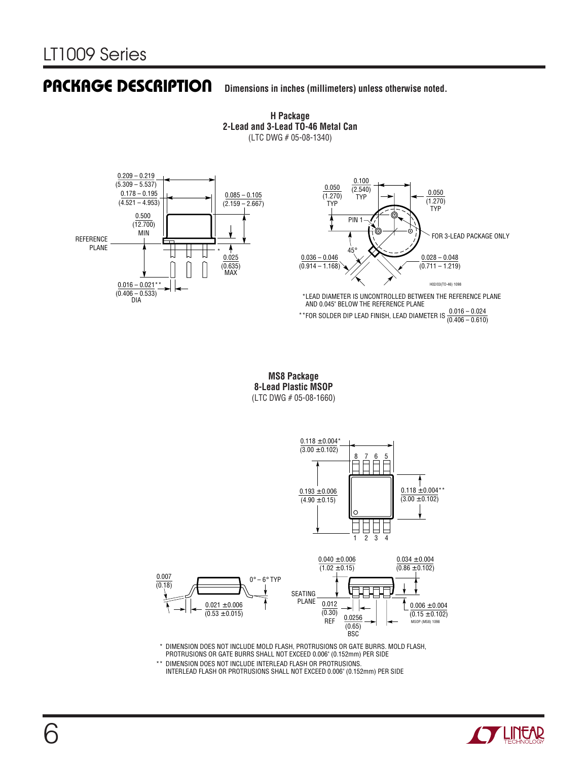## PACKAGE DESCRIPTION

**Dimensions in inches (millimeters) unless otherwise noted.**

**H Package**
**2-Lead and 3-Lead TO-46 Metal Can**
(LTC DWG # 05-08-1340)

0.209 – 0.219 (5.309 – 5.537)
0.178 – 0.195 (4.521 – 4.953)
0.085 – 0.105 (2.159 – 2.667)
0.500 (12.700) MIN
REFERENCE PLANE
0.025 (0.635) MAX
0.016 – 0.021** (0.406 – 0.533) DIA

0.050 (1.270) TYP
0.100 (2.540) TYP
0.050 (1.270) TYP
PIN 1
FOR 3-LEAD PACKAGE ONLY
45°
0.036 – 0.046 (0.914 – 1.168)
0.028 – 0.048 (0.711 – 1.219)

H02/03(TO-46) 1098

*LEAD DIAMETER IS UNCONTROLLED BETWEEN THE REFERENCE PLANE AND 0.045" BELOW THE REFERENCE PLANE

**FOR SOLDER DIP LEAD FINISH, LEAD DIAMETER IS 0.016 – 0.024 (0.406 – 0.610)

**MS8 Package**
**8-Lead Plastic MSOP**
(LTC DWG # 05-08-1660)

0.118 ± 0.004* (3.00 ± 0.102)
0.193 ± 0.006 (4.90 ± 0.15)
0.118 ± 0.004** (3.00 ± 0.102)
8 7 6 5
1 2 3 4

0.007 (0.18)
0° – 6° TYP
0.021 ± 0.006 (0.53 ± 0.015)
0.040 ± 0.006 (1.02 ± 0.15)
0.034 ± 0.004 (0.86 ± 0.102)
SEATING PLANE
0.012 (0.30) REF
0.0256 (0.65) BSC
0.006 ± 0.004 (0.15 ± 0.102)

MSOP (MS8) 1098

\* DIMENSION DOES NOT INCLUDE MOLD FLASH, PROTRUSIONS OR GATE BURRS. MOLD FLASH, PROTRUSIONS OR GATE BURRS SHALL NOT EXCEED 0.006" (0.152mm) PER SIDE

\*\* DIMENSION DOES NOT INCLUDE INTERLEAD FLASH OR PROTRUSIONS. INTERLEAD FLASH OR PROTRUSIONS SHALL NOT EXCEED 0.006" (0.152mm) PER SIDE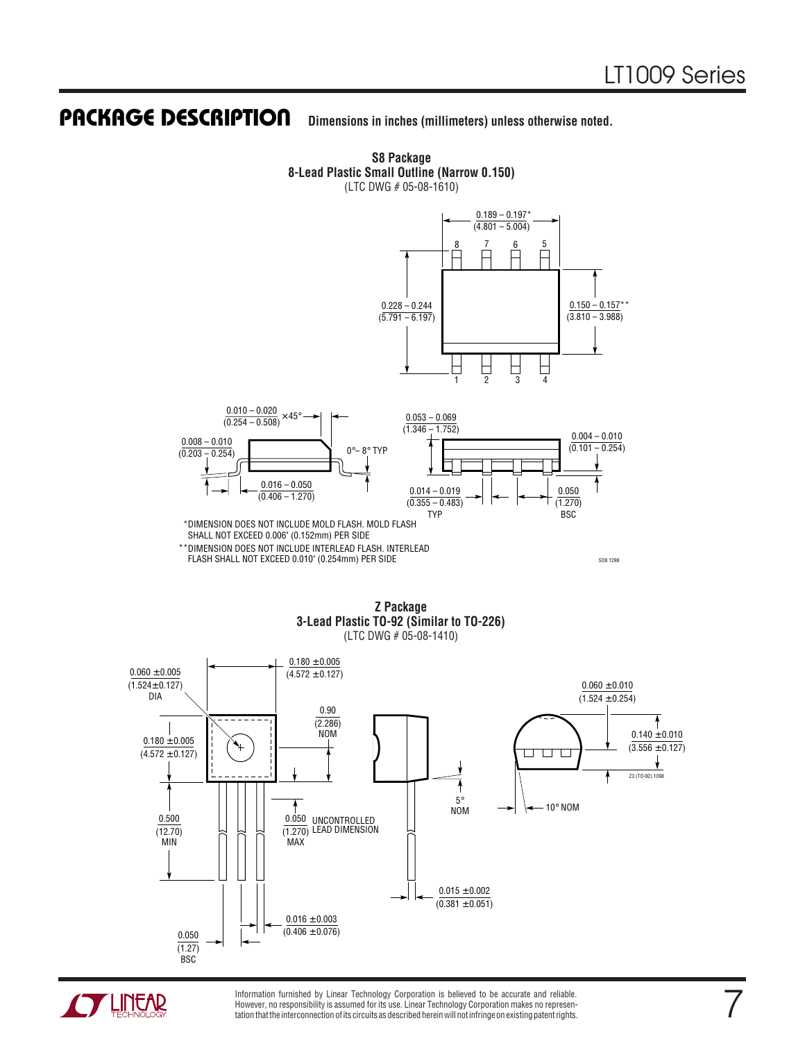## PACKAGE DESCRIPTION

**Dimensions in inches (millimeters) unless otherwise noted.**

**S8 Package**
**8-Lead Plastic Small Outline (Narrow 0.150)**
(LTC DWG # 05-08-1610)

0.189 – 0.197*
(4.801 – 5.004)

8 7 6 5

0.228 – 0.244
(5.791 – 6.197)

0.150 – 0.157**
(3.810 – 3.988)

1 2 3 4

0.010 – 0.020
(0.254 – 0.508) ×45°

0.008 – 0.010
(0.203 – 0.254)

0°– 8° TYP

0.016 – 0.050
(0.406 – 1.270)

0.053 – 0.069
(1.346 – 1.752)

0.004 – 0.010
(0.101 – 0.254)

0.014 – 0.019
(0.355 – 0.483)
TYP

0.050
(1.270)
BSC

*DIMENSION DOES NOT INCLUDE MOLD FLASH. MOLD FLASH SHALL NOT EXCEED 0.006" (0.152mm) PER SIDE

**DIMENSION DOES NOT INCLUDE INTERLEAD FLASH. INTERLEAD FLASH SHALL NOT EXCEED 0.010" (0.254mm) PER SIDE

SO8 1298

**Z Package**
**3-Lead Plastic TO-92 (Similar to TO-226)**
(LTC DWG # 05-08-1410)

0.060 ±0.005
(1.524±0.127)
DIA

0.180 ±0.005
(4.572 ±0.127)

0.90
(2.286)
NOM

0.180 ±0.005
(4.572 ±0.127)

0.500
(12.70)
MIN

0.050
(1.270)
MAX

UNCONTROLLED LEAD DIMENSION

5°
NOM

0.060 ±0.010
(1.524 ±0.254)

0.140 ±0.010
(3.556 ±0.127)

10° NOM

Z3 (TO-92) 1098

0.015 ±0.002
(0.381 ±0.051)

0.016 ±0.003
(0.406 ±0.076)

0.050
(1.27)
BSC

Information furnished by Linear Technology Corporation is believed to be accurate and reliable. However, no responsibility is assumed for its use. Linear Technology Corporation makes no representation that the interconnection of its circuits as described herein will not infringe on existing patent rights.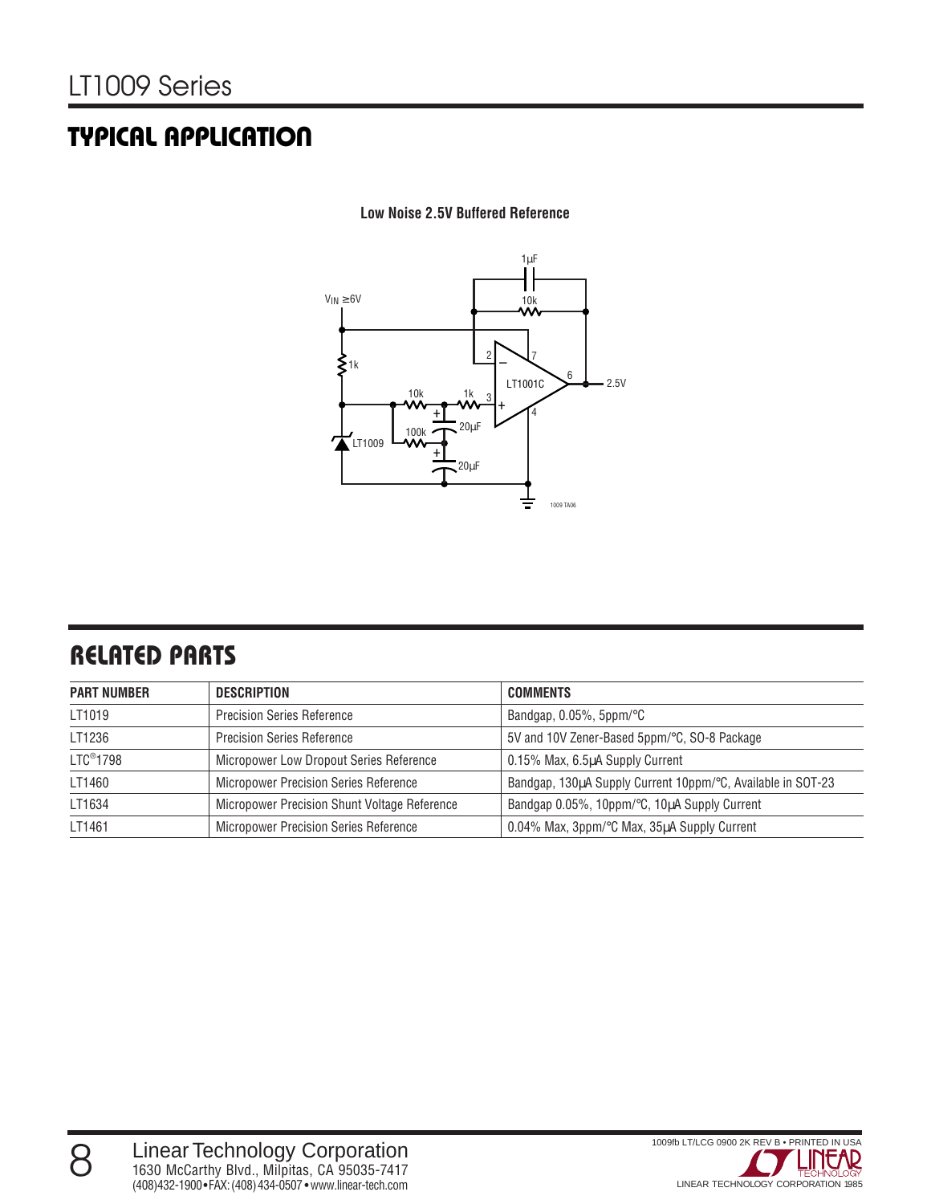## TYPICAL APPLICATION

**Low Noise 2.5V Buffered Reference**

$V_{IN} \geq 6V$

1µF

10k

1k

2

7

6

LT1001C

2.5V

10k

1k

3

4

20µF

100k

LT1009

20µF

1009 TA06

## RELATED PARTS

| PART NUMBER | DESCRIPTION | COMMENTS |
|---|---|---|
| LT1019 | Precision Series Reference | Bandgap, 0.05%, 5ppm/°C |
| LT1236 | Precision Series Reference | 5V and 10V Zener-Based 5ppm/°C, SO-8 Package |
| LTC®1798 | Micropower Low Dropout Series Reference | 0.15% Max, 6.5µA Supply Current |
| LT1460 | Micropower Precision Series Reference | Bandgap, 130µA Supply Current 10ppm/°C, Available in SOT-23 |
| LT1634 | Micropower Precision Shunt Voltage Reference | Bandgap 0.05%, 10ppm/°C, 10µA Supply Current |
| LT1461 | Micropower Precision Series Reference | 0.04% Max, 3ppm/°C Max, 35µA Supply Current |

Linear Technology Corporation
1630 McCarthy Blvd., Milpitas, CA 95035-7417
(408)432-1900 • FAX: (408) 434-0507 • www.linear-tech.com

1009fb LT/LCG 0900 2K REV B • PRINTED IN USA

LINEAR TECHNOLOGY CORPORATION 1985